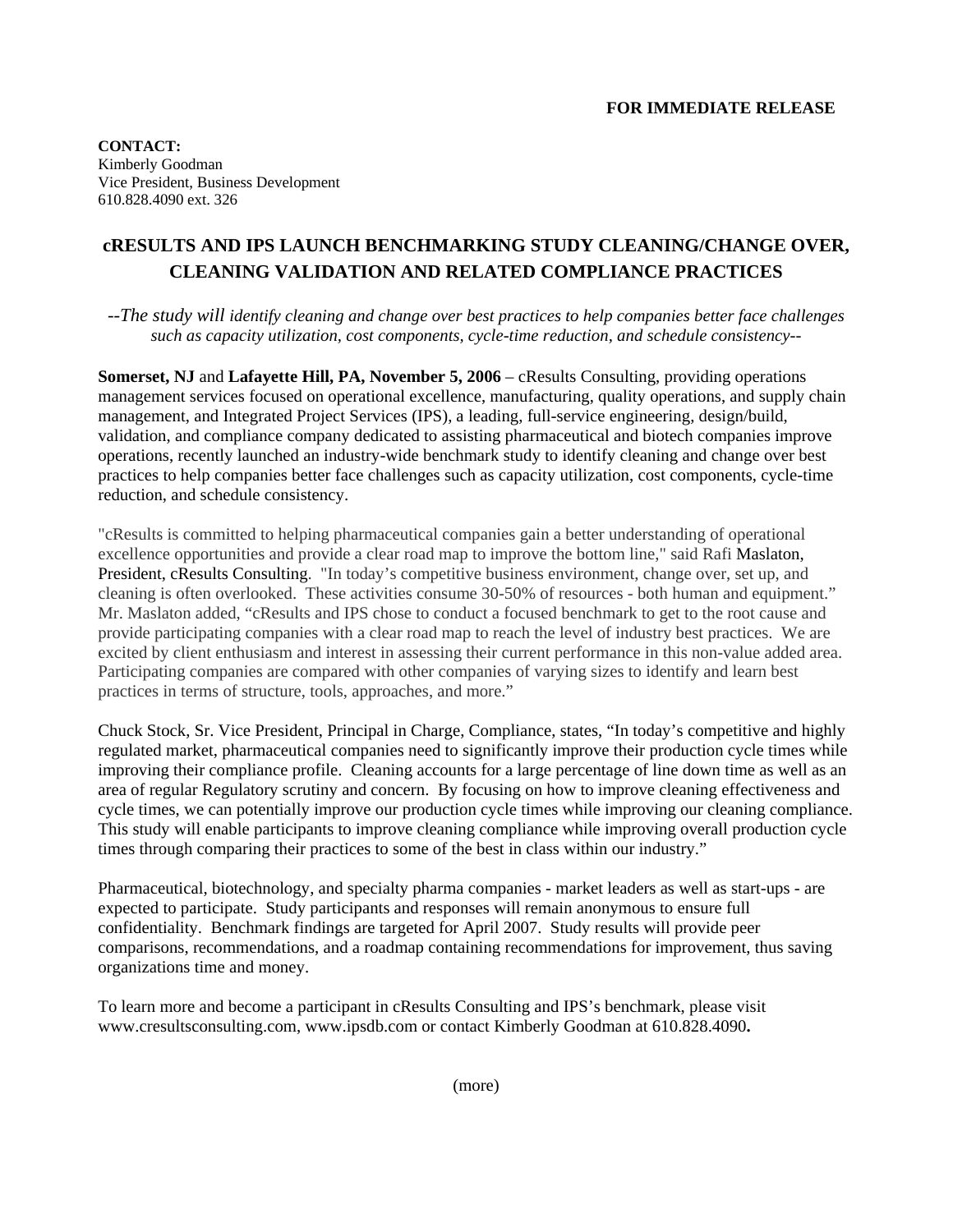**FOR IMMEDIATE RELEASE**

**CONTACT:**
Kimberly Goodman
Vice President, Business Development
610.828.4090 ext. 326

# cRESULTS AND IPS LAUNCH BENCHMARKING STUDY CLEANING/CHANGE OVER, CLEANING VALIDATION AND RELATED COMPLIANCE PRACTICES

*--The study will identify cleaning and change over best practices to help companies better face challenges such as capacity utilization, cost components, cycle-time reduction, and schedule consistency--*

**Somerset, NJ** and **Lafayette Hill, PA, November 5, 2006** – cResults Consulting, providing operations management services focused on operational excellence, manufacturing, quality operations, and supply chain management, and Integrated Project Services (IPS), a leading, full-service engineering, design/build, validation, and compliance company dedicated to assisting pharmaceutical and biotech companies improve operations, recently launched an industry-wide benchmark study to identify cleaning and change over best practices to help companies better face challenges such as capacity utilization, cost components, cycle-time reduction, and schedule consistency.

"cResults is committed to helping pharmaceutical companies gain a better understanding of operational excellence opportunities and provide a clear road map to improve the bottom line," said Rafi Maslaton, President, cResults Consulting. "In today's competitive business environment, change over, set up, and cleaning is often overlooked. These activities consume 30-50% of resources - both human and equipment." Mr. Maslaton added, "cResults and IPS chose to conduct a focused benchmark to get to the root cause and provide participating companies with a clear road map to reach the level of industry best practices. We are excited by client enthusiasm and interest in assessing their current performance in this non-value added area. Participating companies are compared with other companies of varying sizes to identify and learn best practices in terms of structure, tools, approaches, and more."

Chuck Stock, Sr. Vice President, Principal in Charge, Compliance, states, "In today's competitive and highly regulated market, pharmaceutical companies need to significantly improve their production cycle times while improving their compliance profile. Cleaning accounts for a large percentage of line down time as well as an area of regular Regulatory scrutiny and concern. By focusing on how to improve cleaning effectiveness and cycle times, we can potentially improve our production cycle times while improving our cleaning compliance. This study will enable participants to improve cleaning compliance while improving overall production cycle times through comparing their practices to some of the best in class within our industry."

Pharmaceutical, biotechnology, and specialty pharma companies - market leaders as well as start-ups - are expected to participate. Study participants and responses will remain anonymous to ensure full confidentiality. Benchmark findings are targeted for April 2007. Study results will provide peer comparisons, recommendations, and a roadmap containing recommendations for improvement, thus saving organizations time and money.

To learn more and become a participant in cResults Consulting and IPS's benchmark, please visit www.cresultsconsulting.com, www.ipsdb.com or contact Kimberly Goodman at 610.828.4090**.**

(more)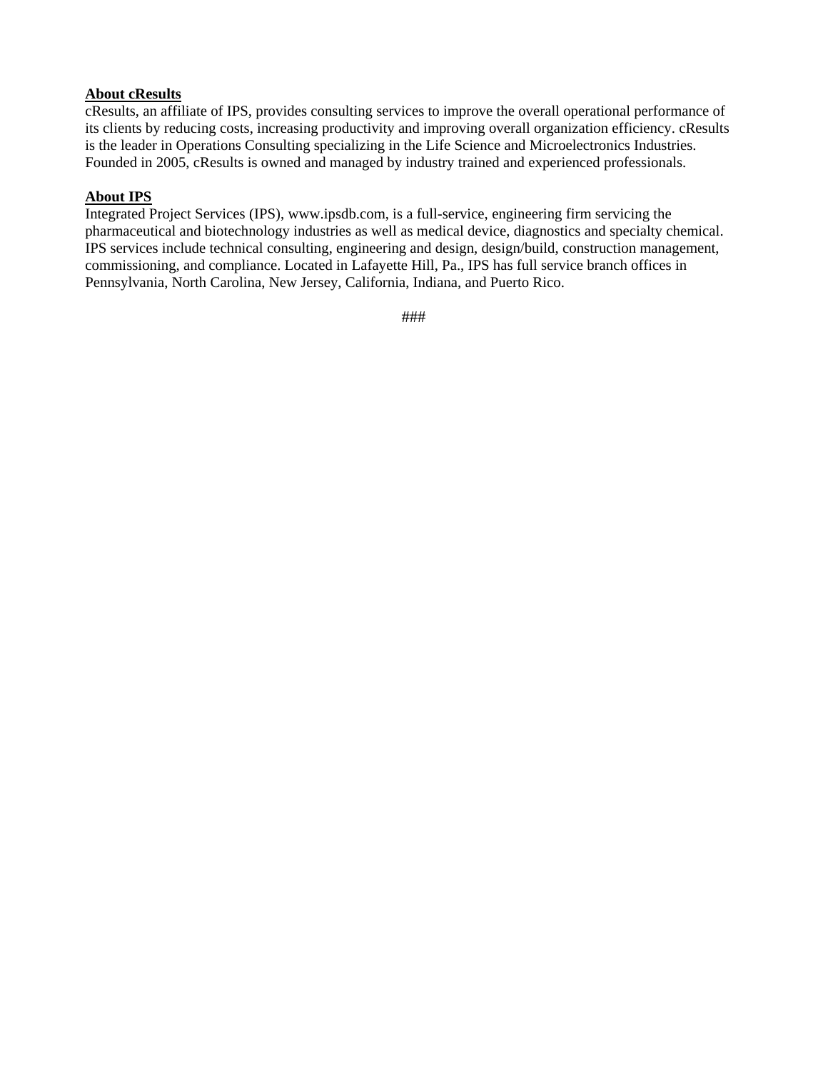**About cResults**

cResults, an affiliate of IPS, provides consulting services to improve the overall operational performance of its clients by reducing costs, increasing productivity and improving overall organization efficiency. cResults is the leader in Operations Consulting specializing in the Life Science and Microelectronics Industries. Founded in 2005, cResults is owned and managed by industry trained and experienced professionals.

**About IPS**

Integrated Project Services (IPS), www.ipsdb.com, is a full-service, engineering firm servicing the pharmaceutical and biotechnology industries as well as medical device, diagnostics and specialty chemical. IPS services include technical consulting, engineering and design, design/build, construction management, commissioning, and compliance. Located in Lafayette Hill, Pa., IPS has full service branch offices in Pennsylvania, North Carolina, New Jersey, California, Indiana, and Puerto Rico.

###